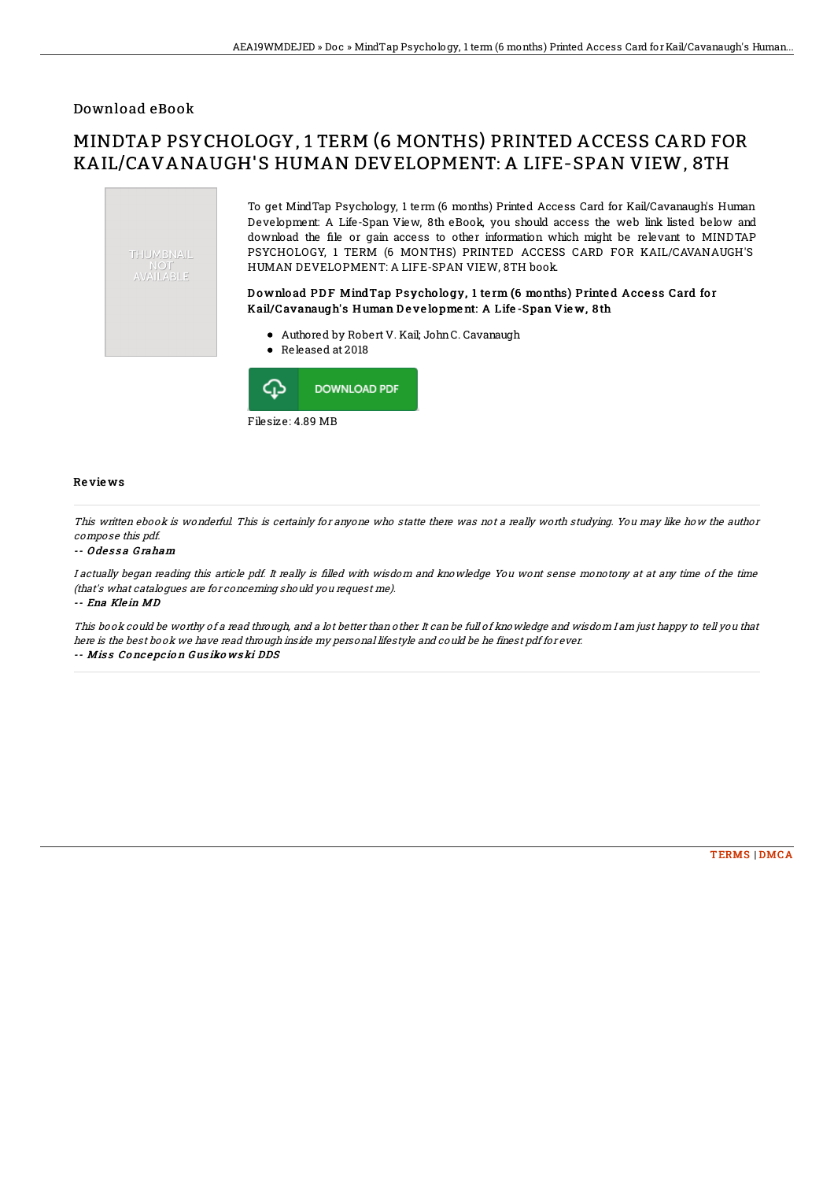Download eBook

# MINDTAP PSYCHOLOGY, 1 TERM (6 MONTHS) PRINTED ACCESS CARD FOR KAIL/CAVANAUGH'S HUMAN DEVELOPMENT: A LIFE-SPAN VIEW, 8TH

To get MindTap Psychology, 1 term (6 months) Printed Access Card for Kail/Cavanaugh's Human Development: A Life-Span View, 8th eBook, you should access the web link listed below and download the file or gain access to other information which might be relevant to MINDTAP PSYCHOLOGY, 1 TERM (6 MONTHS) PRINTED ACCESS CARD FOR KAIL/CAVANAUGH'S HUMAN DEVELOPMENT: A LIFE-SPAN VIEW, 8TH book.

### Download PDF MindTap Psychology, 1 term (6 months) Printed Access Card for Kail/Cavanaugh's Human Development: A Life-Span View, 8th

- Authored by Robert V. Kail; John C. Cavanaugh
- Released at 2018

DOWNLOAD PDF

Filesize: 4.89 MB

## Reviews

*This written ebook is wonderful. This is certainly for anyone who statte there was not a really worth studying. You may like how the author compose this pdf.*

-- *Odessa Graham*

*I actually began reading this article pdf. It really is filled with wisdom and knowledge You wont sense monotony at at any time of the time (that's what catalogues are for concerning should you request me).*

-- *Ena Klein MD*

*This book could be worthy of a read through, and a lot better than other. It can be full of knowledge and wisdom I am just happy to tell you that here is the best book we have read through inside my personal lifestyle and could be he finest pdf for ever.*

-- *Miss Concepcion Gusikowski DDS*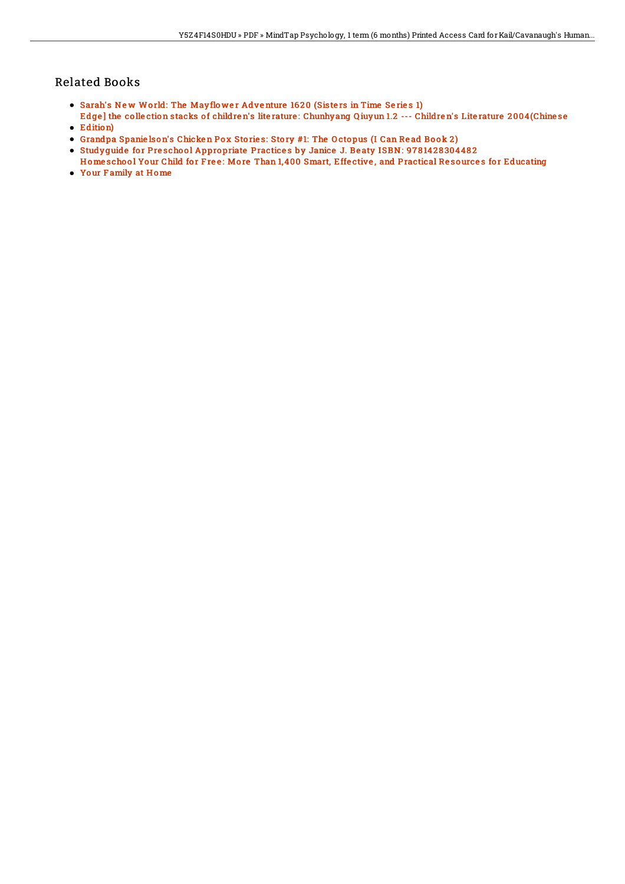## Related Books

- Sarah's New World: The Mayflower Adventure 1620 (Sisters in Time Series 1)
- Edge] the collection stacks of children's literature: Chunhyang Qiuyun 1.2 --- Children's Literature 2004(Chinese Edition)
- Grandpa Spanielson's Chicken Pox Stories: Story #1: The Octopus (I Can Read Book 2)
- Studyguide for Preschool Appropriate Practices by Janice J. Beaty ISBN: 9781428304482
- Homeschool Your Child for Free: More Than 1,400 Smart, Effective, and Practical Resources for Educating Your Family at Home